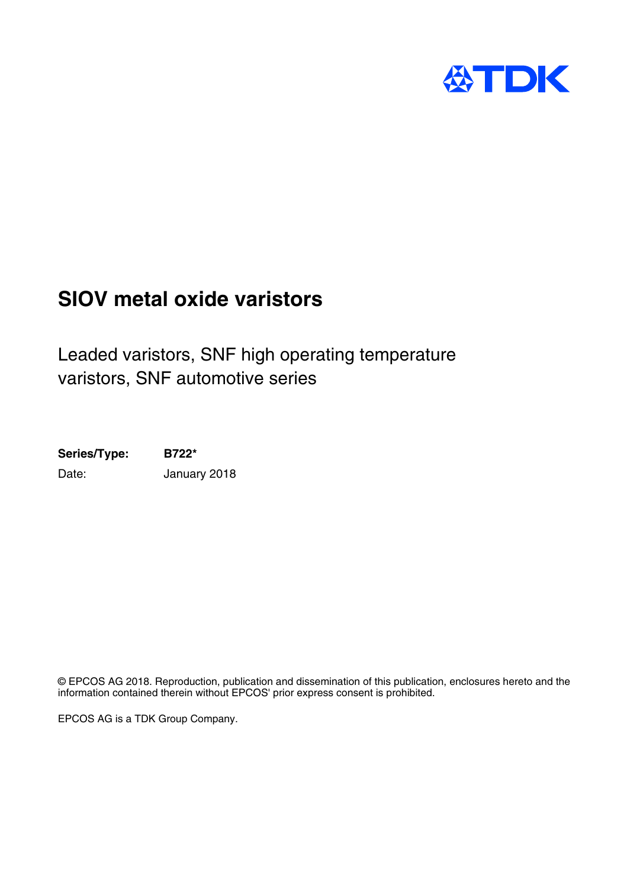TDK

# SIOV metal oxide varistors

## Leaded varistors, SNF high operating temperature varistors, SNF automotive series

**Series/Type:** **B722***

Date: January 2018

© EPCOS AG 2018. Reproduction, publication and dissemination of this publication, enclosures hereto and the information contained therein without EPCOS' prior express consent is prohibited.

EPCOS AG is a TDK Group Company.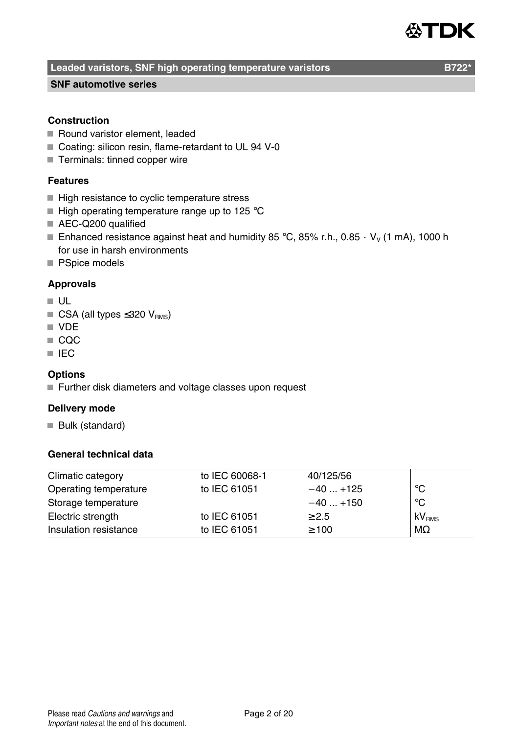# Leaded varistors, SNF high operating temperature varistors B722*

## SNF automotive series

### Construction

- Round varistor element, leaded
- Coating: silicon resin, flame-retardant to UL 94 V-0
- Terminals: tinned copper wire

### Features

- High resistance to cyclic temperature stress
- High operating temperature range up to 125 °C
- AEC-Q200 qualified
- Enhanced resistance against heat and humidity 85 °C, 85% r.h., 0.85 · $V_V$ (1 mA), 1000 h for use in harsh environments
- PSpice models

### Approvals

- UL
- CSA (all types ≤320 $V_{RMS}$)
- VDE
- CQC
- IEC

### Options

- Further disk diameters and voltage classes upon request

### Delivery mode

- Bulk (standard)

### General technical data

| | | | |
|---|---|---|---|
| Climatic category | to IEC 60068-1 | 40/125/56 | |
| Operating temperature | to IEC 61051 | −40 ... +125 | °C |
| Storage temperature | | −40 ... +150 | °C |
| Electric strength | to IEC 61051 | ≥2.5 | $kV_{RMS}$ |
| Insulation resistance | to IEC 61051 | ≥100 | MΩ |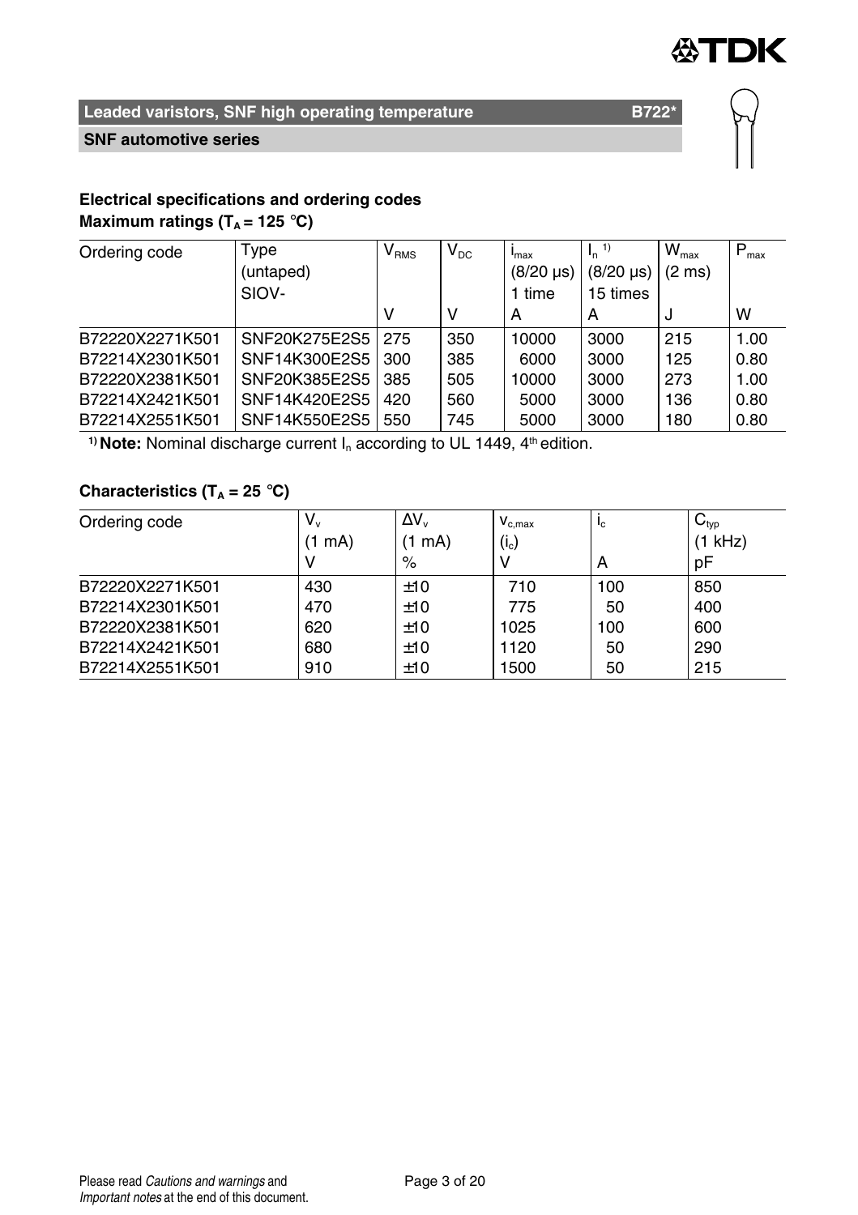## Leaded varistors, SNF high operating temperature B722*

### SNF automotive series

**Electrical specifications and ordering codes**

**Maximum ratings ($T_A$ = 125 °C)**

| Ordering code | Type (untaped) SIOV- | $V_{RMS}$ V | $V_{DC}$ V | $i_{max}$ (8/20 µs) 1 time A | $I_n$ [1] (8/20 µs) 15 times A | $W_{max}$ (2 ms) J | $P_{max}$ W |
|---|---|---|---|---|---|---|---|
| B72220X2271K501 | SNF20K275E2S5 | 275 | 350 | 10000 | 3000 | 215 | 1.00 |
| B72214X2301K501 | SNF14K300E2S5 | 300 | 385 | 6000 | 3000 | 125 | 0.80 |
| B72220X2381K501 | SNF20K385E2S5 | 385 | 505 | 10000 | 3000 | 273 | 1.00 |
| B72214X2421K501 | SNF14K420E2S5 | 420 | 560 | 5000 | 3000 | 136 | 0.80 |
| B72214X2551K501 | SNF14K550E2S5 | 550 | 745 | 5000 | 3000 | 180 | 0.80 |

[1] **Note:** Nominal discharge current $I_n$ according to UL 1449, 4th edition.

**Characteristics ($T_A$ = 25 °C)**

| Ordering code | $V_v$ (1 mA) V | $\Delta V_v$ (1 mA) % | $v_{c,max}$ ($i_c$) V | $i_c$ A | $C_{typ}$ (1 kHz) pF |
|---|---|---|---|---|---|
| B72220X2271K501 | 430 | ±10 | 710 | 100 | 850 |
| B72214X2301K501 | 470 | ±10 | 775 | 50 | 400 |
| B72220X2381K501 | 620 | ±10 | 1025 | 100 | 600 |
| B72214X2421K501 | 680 | ±10 | 1120 | 50 | 290 |
| B72214X2551K501 | 910 | ±10 | 1500 | 50 | 215 |

Please read *Cautions and warnings* and *Important notes* at the end of this document.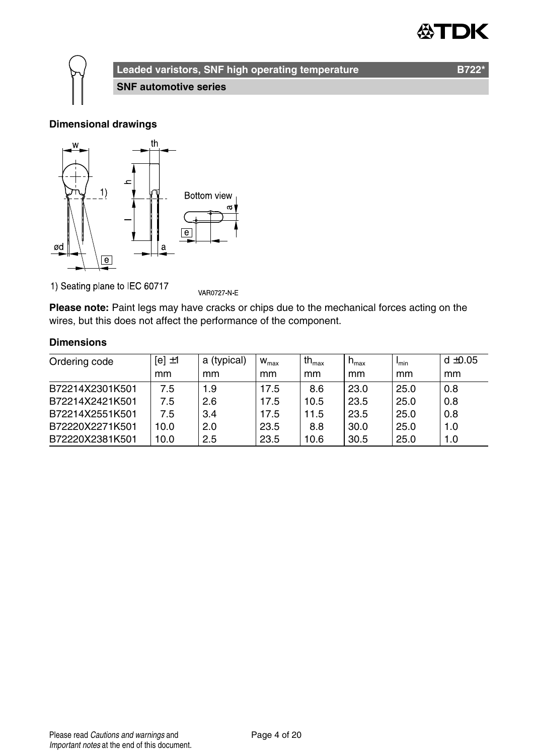## Leaded varistors, SNF high operating temperature B722*

### SNF automotive series

**Dimensional drawings**

1) Seating plane to IEC 60717

VAR0727-N-E

**Please note:** Paint legs may have cracks or chips due to the mechanical forces acting on the wires, but this does not affect the performance of the component.

**Dimensions**

| Ordering code | [e] ±1 mm | a (typical) mm | $w_{max}$ mm | $th_{max}$ mm | $h_{max}$ mm | $l_{min}$ mm | d ±0.05 mm |
|---|---|---|---|---|---|---|---|
| B72214X2301K501 | 7.5 | 1.9 | 17.5 | 8.6 | 23.0 | 25.0 | 0.8 |
| B72214X2421K501 | 7.5 | 2.6 | 17.5 | 10.5 | 23.5 | 25.0 | 0.8 |
| B72214X2551K501 | 7.5 | 3.4 | 17.5 | 11.5 | 23.5 | 25.0 | 0.8 |
| B72220X2271K501 | 10.0 | 2.0 | 23.5 | 8.8 | 30.0 | 25.0 | 1.0 |
| B72220X2381K501 | 10.0 | 2.5 | 23.5 | 10.6 | 30.5 | 25.0 | 1.0 |

Please read *Cautions and warnings* and *Important notes* at the end of this document.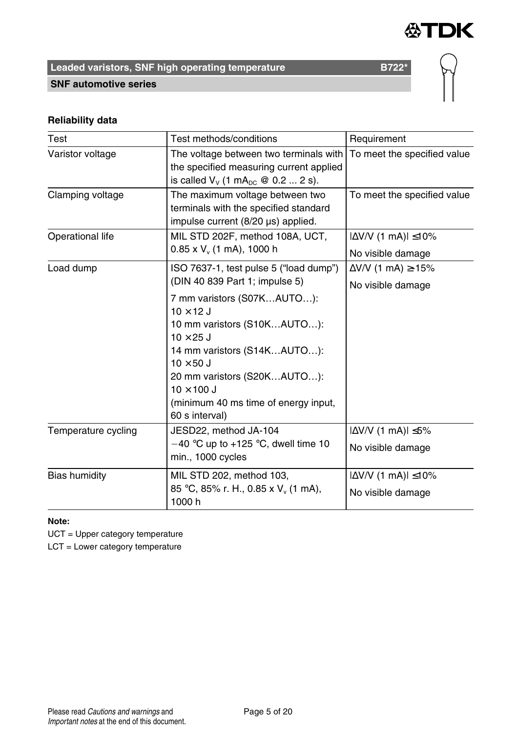**Leaded varistors, SNF high operating temperature** **B722***

**SNF automotive series**

**Reliability data**

| Test | Test methods/conditions | Requirement |
|---|---|---|
| Varistor voltage | The voltage between two terminals with the specified measuring current applied is called $V_V$ (1 $mA_{DC}$ @ 0.2 ... 2 s). | To meet the specified value |
| Clamping voltage | The maximum voltage between two terminals with the specified standard impulse current (8/20 µs) applied. | To meet the specified value |
| Operational life | MIL STD 202F, method 108A, UCT, 0.85 x $V_v$ (1 mA), 1000 h | \|ΔV/V (1 mA)\| ≤10%<br>No visible damage |
| Load dump | ISO 7637-1, test pulse 5 (“load dump”) (DIN 40 839 Part 1; impulse 5)<br>7 mm varistors (S07K…AUTO…): 10 × 12 J<br>10 mm varistors (S10K…AUTO…): 10 × 25 J<br>14 mm varistors (S14K…AUTO…): 10 × 50 J<br>20 mm varistors (S20K…AUTO…): 10 × 100 J<br>(minimum 40 ms time of energy input, 60 s interval) | ΔV/V (1 mA) ≥ 15%<br>No visible damage |
| Temperature cycling | JESD22, method JA-104<br>−40 °C up to +125 °C, dwell time 10 min., 1000 cycles | \|ΔV/V (1 mA)\| ≤5%<br>No visible damage |
| Bias humidity | MIL STD 202, method 103, 85 °C, 85% r. H., 0.85 x $V_v$ (1 mA), 1000 h | \|ΔV/V (1 mA)\| ≤10%<br>No visible damage |

**Note:**

UCT = Upper category temperature

LCT = Lower category temperature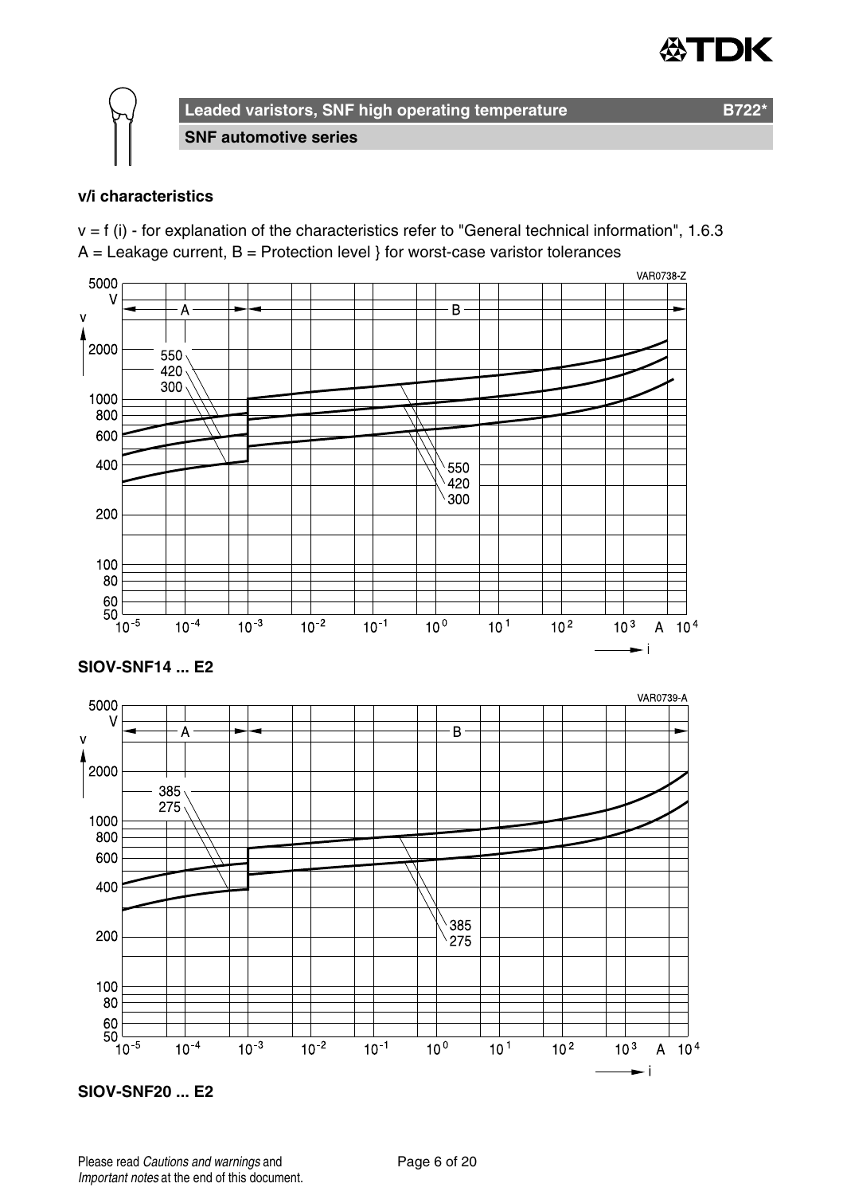## Leaded varistors, SNF high operating temperature — B722*

### SNF automotive series

**v/i characteristics**

v = f (i) - for explanation of the characteristics refer to "General technical information", 1.6.3

A = Leakage current, B = Protection level } for worst-case varistor tolerances

VAR0738-Z

**SIOV-SNF14 ... E2**

VAR0739-A

**SIOV-SNF20 ... E2**

Please read *Cautions and warnings* and *Important notes* at the end of this document.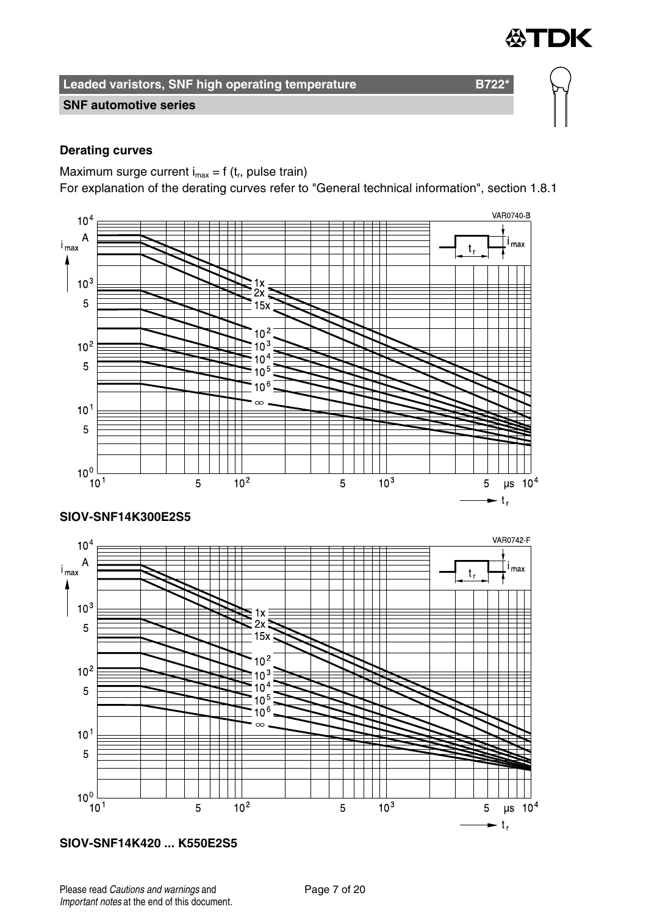## Derating curves

Maximum surge current $i_{max}$ = f ($t_r$, pulse train)

For explanation of the derating curves refer to "General technical information", section 1.8.1

**SIOV-SNF14K300E2S5**

**SIOV-SNF14K420 ... K550E2S5**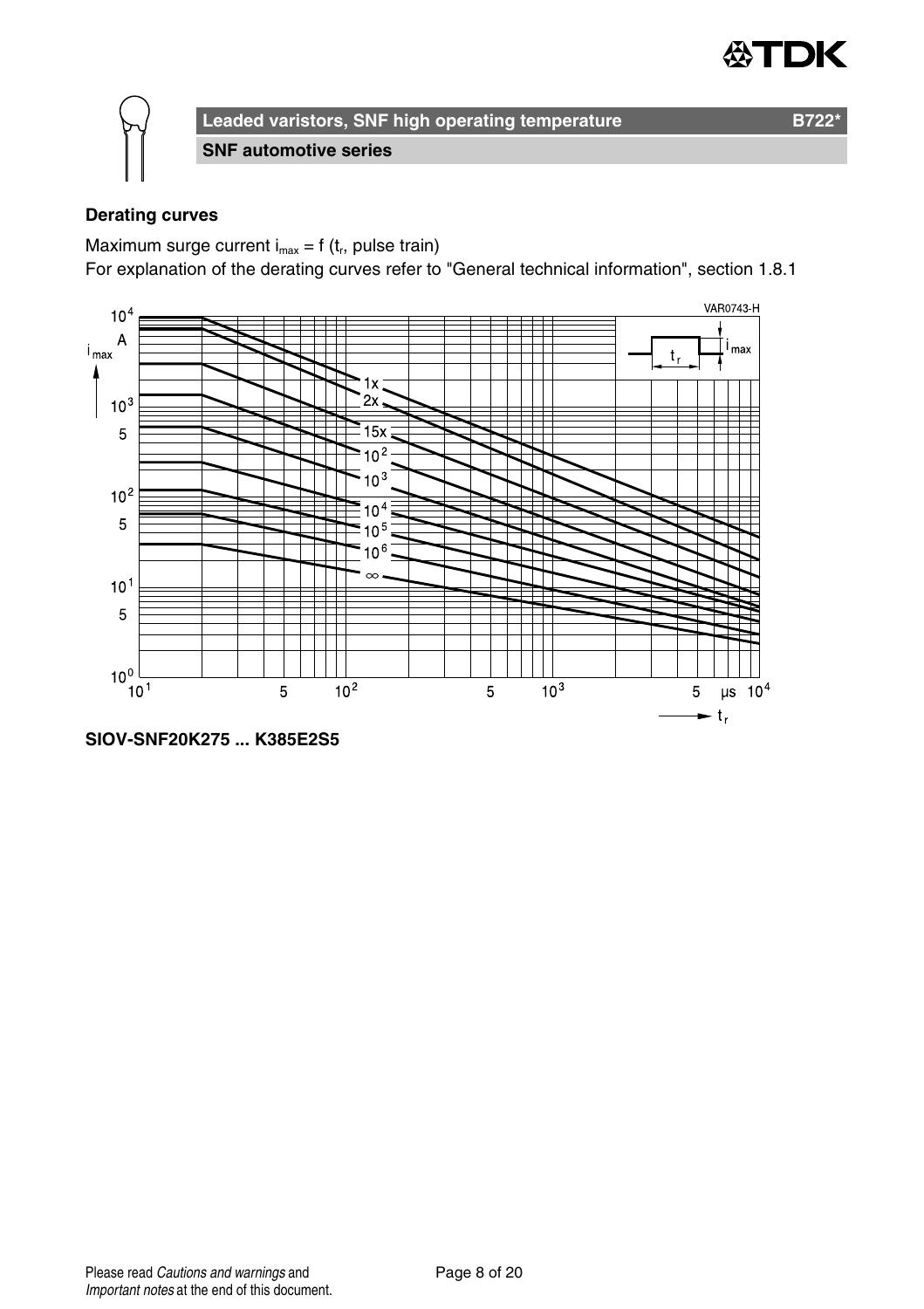## Derating curves

Maximum surge current $i_{max} = f(t_r, \text{pulse train})$

For explanation of the derating curves refer to "General technical information", section 1.8.1

**SIOV-SNF20K275 ... K385E2S5**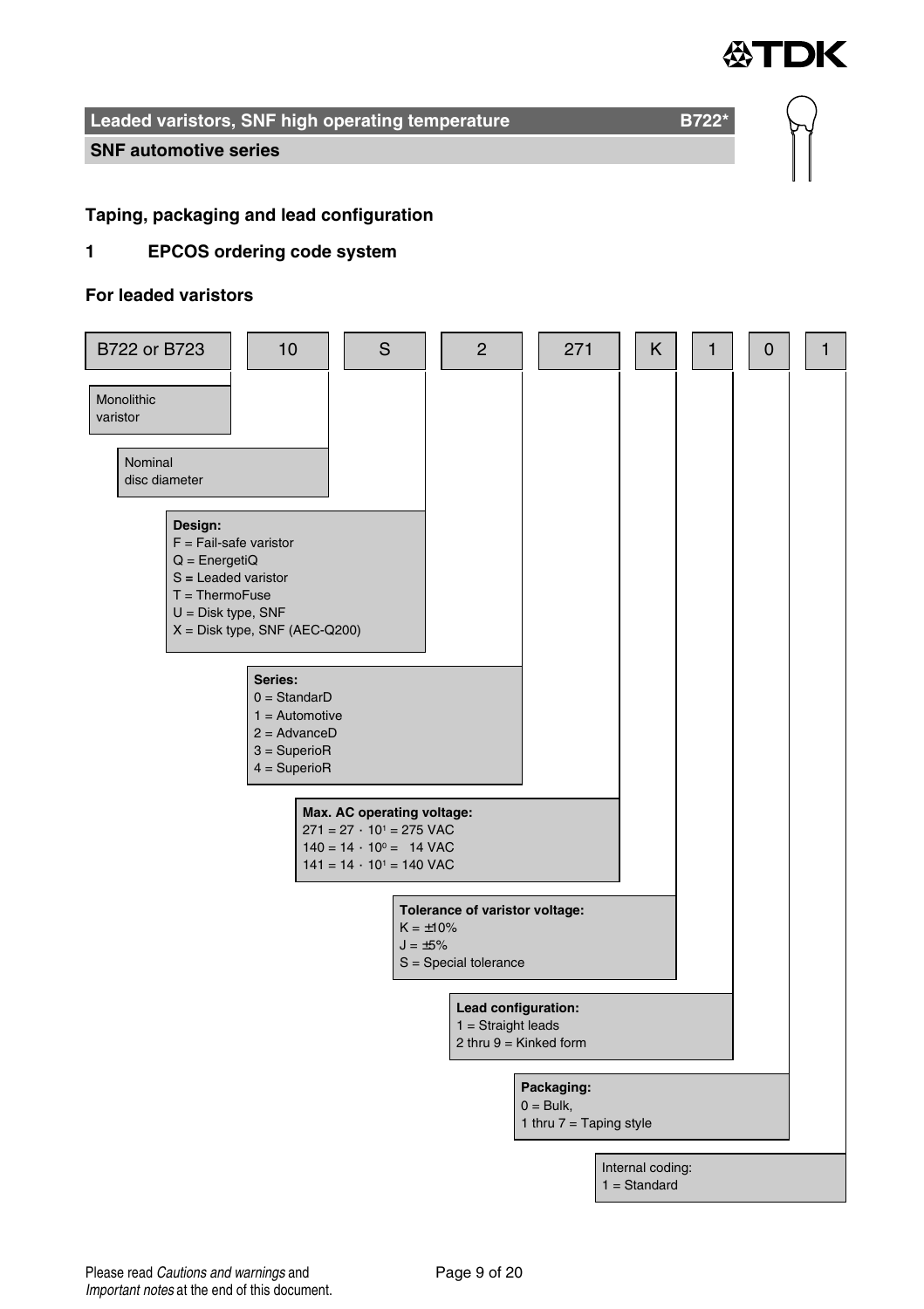## Leaded varistors, SNF high operating temperature — B722*

**SNF automotive series**

### Taping, packaging and lead configuration

### 1 EPCOS ordering code system

**For leaded varistors**

| B722 or B723 | 10 | S | 2 | 271 | K | 1 | 0 | 1 |
|---|---|---|---|---|---|---|---|---|

- **B722 or B723**: Monolithic varistor
- **10**: Nominal disc diameter
- **S** — **Design:**
  - F = Fail-safe varistor
  - Q = EnergetiQ
  - S = Leaded varistor
  - T = ThermoFuse
  - U = Disk type, SNF
  - X = Disk type, SNF (AEC-Q200)
- **2** — **Series:**
  - 0 = StandarD
  - 1 = Automotive
  - 2 = AdvanceD
  - 3 = SuperioR
  - 4 = SuperioR
- **271** — **Max. AC operating voltage:**
  - 271 = $27 \cdot 10^1$ = 275 VAC
  - 140 = $14 \cdot 10^0$ = 14 VAC
  - 141 = $14 \cdot 10^1$ = 140 VAC
- **K** — **Tolerance of varistor voltage:**
  - K = ±10%
  - J = ±5%
  - S = Special tolerance
- **1** — **Lead configuration:**
  - 1 = Straight leads
  - 2 thru 9 = Kinked form
- **0** — **Packaging:**
  - 0 = Bulk,
  - 1 thru 7 = Taping style
- **1** — Internal coding:
  - 1 = Standard

Please read *Cautions and warnings* and *Important notes* at the end of this document.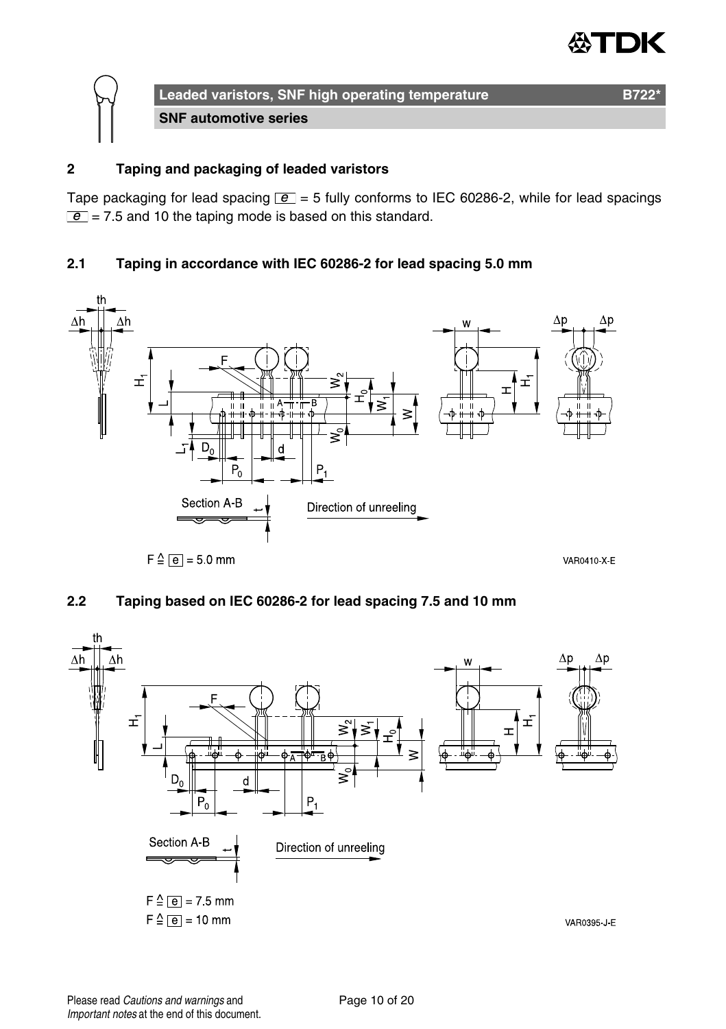## 2 Taping and packaging of leaded varistors

Tape packaging for lead spacing $e$ = 5 fully conforms to IEC 60286-2, while for lead spacings $e$ = 7.5 and 10 the taping mode is based on this standard.

### 2.1 Taping in accordance with IEC 60286-2 for lead spacing 5.0 mm

Section A-B

Direction of unreeling

F ≙ $e$ = 5.0 mm

VAR0410-X-E

### 2.2 Taping based on IEC 60286-2 for lead spacing 7.5 and 10 mm

Section A-B

Direction of unreeling

F ≙ $e$ = 7.5 mm

F ≙ $e$ = 10 mm

VAR0395-J-E

Please read *Cautions and warnings* and *Important notes* at the end of this document.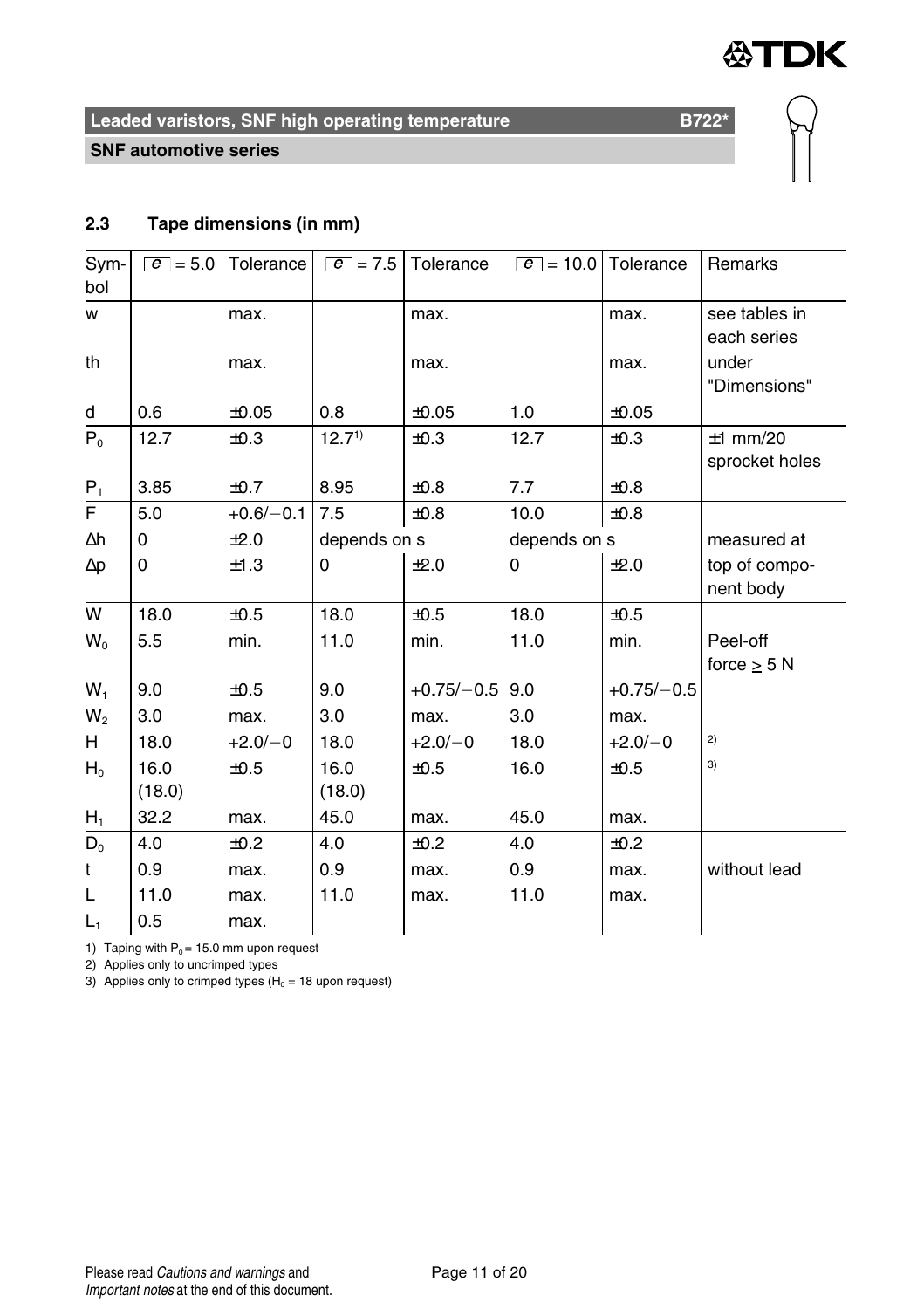## 2.3 Tape dimensions (in mm)

| Symbol | e = 5.0 | Tolerance | e = 7.5 | Tolerance | e = 10.0 | Tolerance | Remarks |
|---|---|---|---|---|---|---|---|
| w | | max. | | max. | | max. | see tables in each series |
| th | | max. | | max. | | max. | under "Dimensions" |
| d | 0.6 | ±0.05 | 0.8 | ±0.05 | 1.0 | ±0.05 | |
| $P_0$ | 12.7 | ±0.3 | 12.7[1] | ±0.3 | 12.7 | ±0.3 | ±1 mm/20 sprocket holes |
| $P_1$ | 3.85 | ±0.7 | 8.95 | ±0.8 | 7.7 | ±0.8 | |
| F | 5.0 | +0.6/−0.1 | 7.5 | ±0.8 | 10.0 | ±0.8 | |
| Δh | 0 | ±2.0 | depends on s | | depends on s | | measured at |
| Δp | 0 | ±1.3 | 0 | ±2.0 | 0 | ±2.0 | top of component body |
| W | 18.0 | ±0.5 | 18.0 | ±0.5 | 18.0 | ±0.5 | |
| $W_0$ | 5.5 | min. | 11.0 | min. | 11.0 | min. | Peel-off force ≥ 5 N |
| $W_1$ | 9.0 | ±0.5 | 9.0 | +0.75/−0.5 | 9.0 | +0.75/−0.5 | |
| $W_2$ | 3.0 | max. | 3.0 | max. | 3.0 | max. | |
| H | 18.0 | +2.0/−0 | 18.0 | +2.0/−0 | 18.0 | +2.0/−0 | [2] |
| $H_0$ | 16.0 (18.0) | ±0.5 | 16.0 (18.0) | ±0.5 | 16.0 | ±0.5 | [3] |
| $H_1$ | 32.2 | max. | 45.0 | max. | 45.0 | max. | |
| $D_0$ | 4.0 | ±0.2 | 4.0 | ±0.2 | 4.0 | ±0.2 | |
| t | 0.9 | max. | 0.9 | max. | 0.9 | max. | without lead |
| L | 11.0 | max. | 11.0 | max. | 11.0 | max. | |
| $L_1$ | 0.5 | max. | | | | | |

1) Taping with $P_0$ = 15.0 mm upon request

2) Applies only to uncrimped types

3) Applies only to crimped types ($H_0$ = 18 upon request)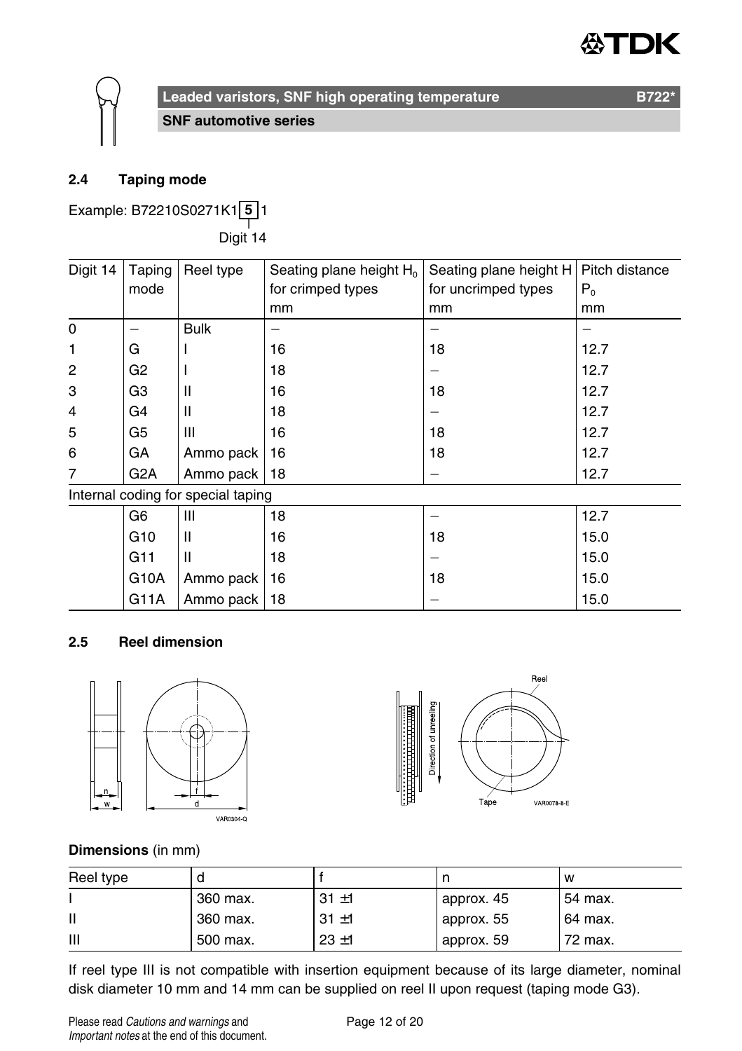## 2.4 Taping mode

Example: B72210S0271K1 **5** 1

Digit 14

| Digit 14 | Taping mode | Reel type | Seating plane height $H_0$ for crimped types mm | Seating plane height H for uncrimped types mm | Pitch distance $P_0$ mm |
|---|---|---|---|---|---|
| 0 | – | Bulk | – | – | – |
| 1 | G | I | 16 | 18 | 12.7 |
| 2 | G2 | I | 18 | – | 12.7 |
| 3 | G3 | II | 16 | 18 | 12.7 |
| 4 | G4 | II | 18 | – | 12.7 |
| 5 | G5 | III | 16 | 18 | 12.7 |
| 6 | GA | Ammo pack | 16 | 18 | 12.7 |
| 7 | G2A | Ammo pack | 18 | – | 12.7 |
| Internal coding for special taping | | | | | |
| | G6 | III | 18 | – | 12.7 |
| | G10 | II | 16 | 18 | 15.0 |
| | G11 | II | 18 | – | 15.0 |
| | G10A | Ammo pack | 16 | 18 | 15.0 |
| | G11A | Ammo pack | 18 | – | 15.0 |

## 2.5 Reel dimension

VAR0304-Q

Reel

Direction of unreeling

Tape

VAR0078-8-E

**Dimensions** (in mm)

| Reel type | d | f | n | w |
|---|---|---|---|---|
| I | 360 max. | 31 ±1 | approx. 45 | 54 max. |
| II | 360 max. | 31 ±1 | approx. 55 | 64 max. |
| III | 500 max. | 23 ±1 | approx. 59 | 72 max. |

If reel type III is not compatible with insertion equipment because of its large diameter, nominal disk diameter 10 mm and 14 mm can be supplied on reel II upon request (taping mode G3).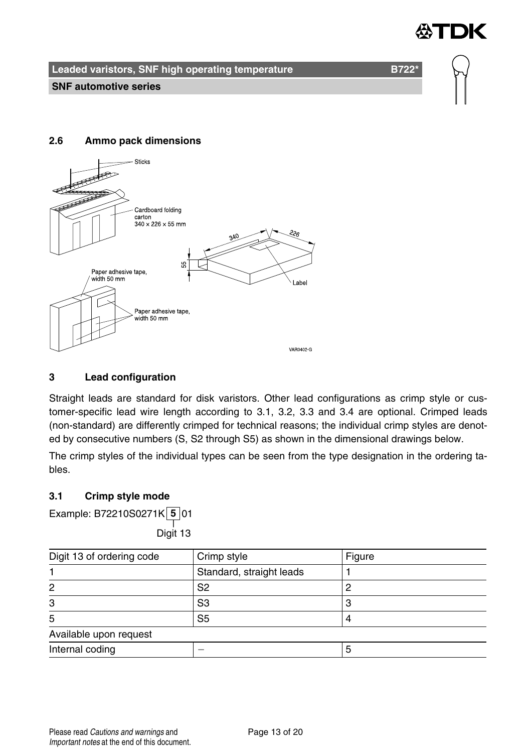## 2.6 Ammo pack dimensions

Sticks

Cardboard folding carton
340 × 226 × 55 mm

Paper adhesive tape, width 50 mm

Paper adhesive tape, width 50 mm

Label

VAR0402-G

## 3 Lead configuration

Straight leads are standard for disk varistors. Other lead configurations as crimp style or customer-specific lead wire length according to 3.1, 3.2, 3.3 and 3.4 are optional. Crimped leads (non-standard) are differently crimped for technical reasons; the individual crimp styles are denoted by consecutive numbers (S, S2 through S5) as shown in the dimensional drawings below.

The crimp styles of the individual types can be seen from the type designation in the ordering tables.

### 3.1 Crimp style mode

Example: B72210S0271K **5** 01

Digit 13

| Digit 13 of ordering code | Crimp style | Figure |
|---|---|---|
| 1 | Standard, straight leads | 1 |
| 2 | S2 | 2 |
| 3 | S3 | 3 |
| 5 | S5 | 4 |
| Available upon request | | |
| Internal coding | – | 5 |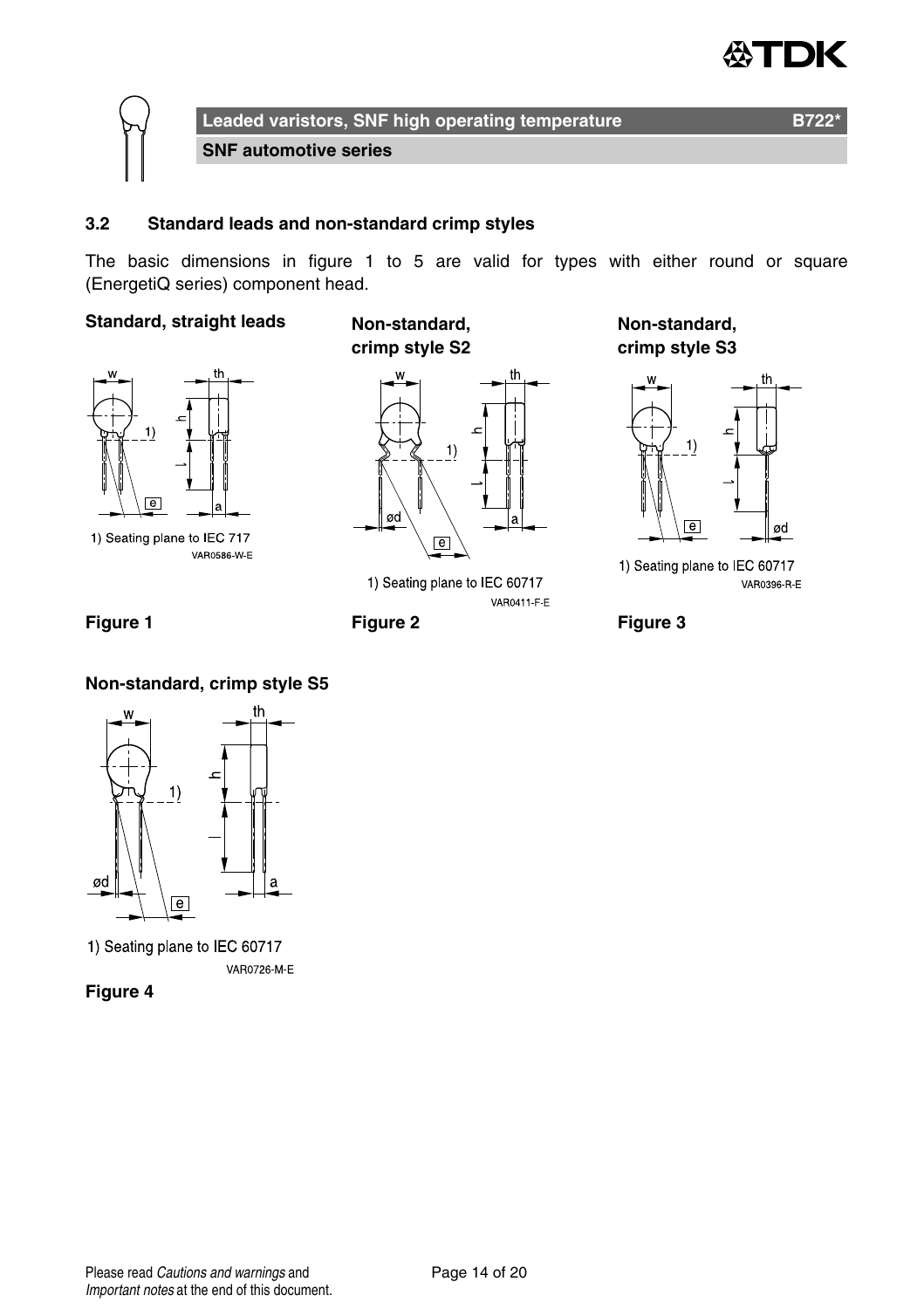### 3.2 Standard leads and non-standard crimp styles

The basic dimensions in figure 1 to 5 are valid for types with either round or square (EnergetiQ series) component head.

**Standard, straight leads**

1) Seating plane to IEC 717

VAR0586-W-E

**Figure 1**

**Non-standard, crimp style S2**

1) Seating plane to IEC 60717

VAR0411-F-E

**Figure 2**

**Non-standard, crimp style S3**

1) Seating plane to IEC 60717

VAR0396-R-E

**Figure 3**

**Non-standard, crimp style S5**

1) Seating plane to IEC 60717

VAR0726-M-E

**Figure 4**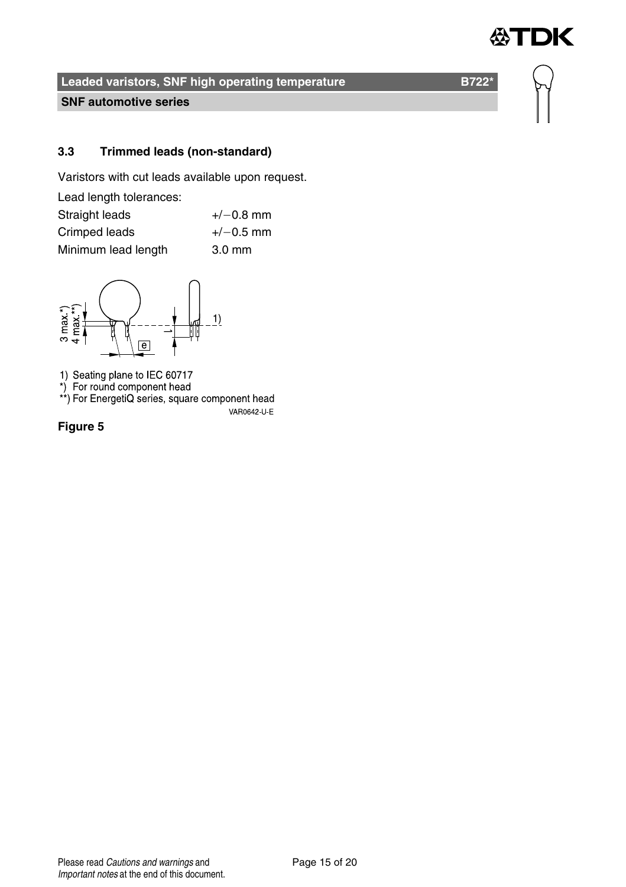### 3.3 Trimmed leads (non-standard)

Varistors with cut leads available upon request.

Lead length tolerances:

| | |
|---|---|
| Straight leads | +/−0.8 mm |
| Crimped leads | +/−0.5 mm |
| Minimum lead length | 3.0 mm |

1) Seating plane to IEC 60717
*) For round component head
**) For EnergetiQ series, square component head

VAR0642-U-E

**Figure 5**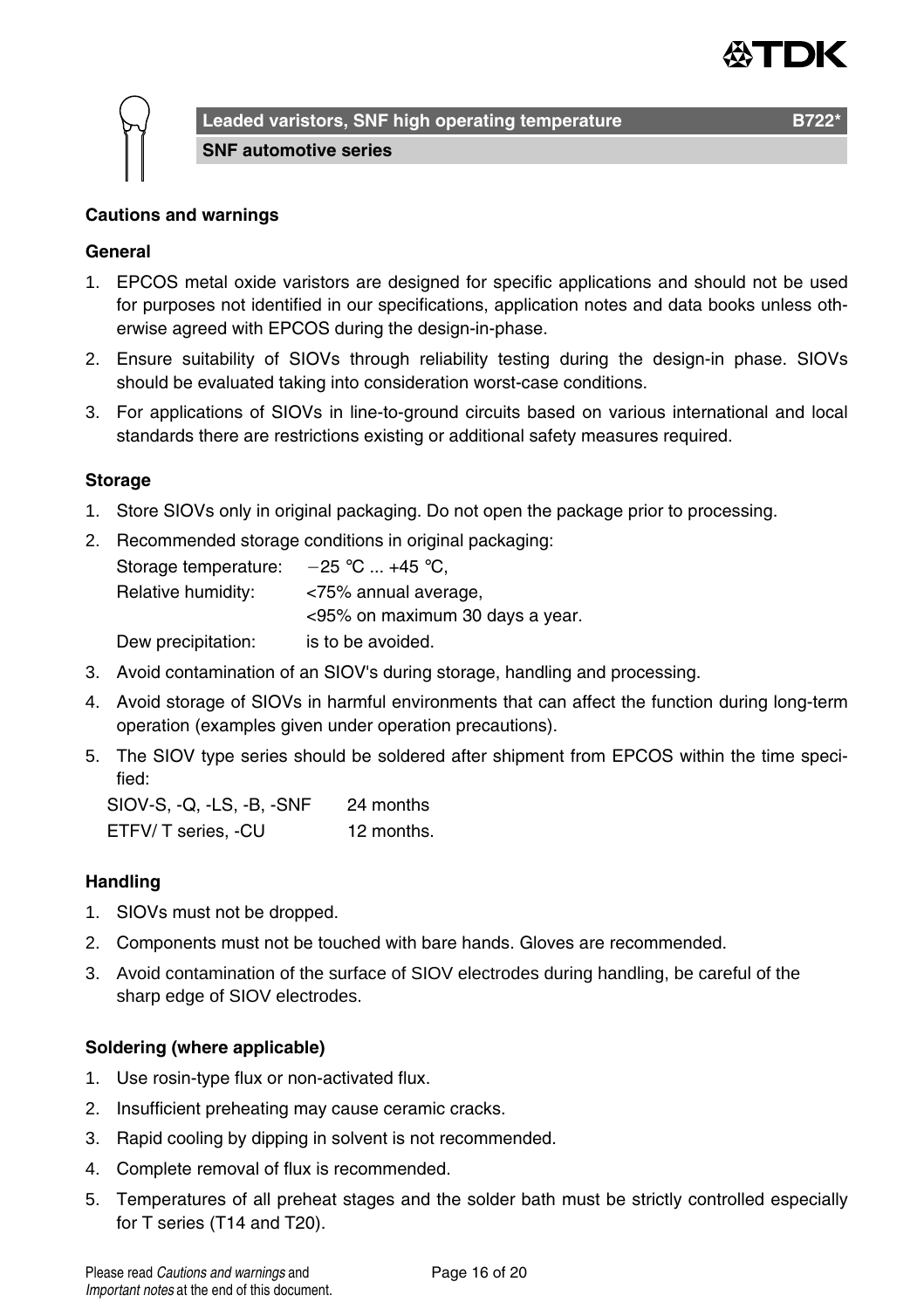Leaded varistors, SNF high operating temperature B722*

SNF automotive series

## Cautions and warnings

### General

1. EPCOS metal oxide varistors are designed for specific applications and should not be used for purposes not identified in our specifications, application notes and data books unless otherwise agreed with EPCOS during the design-in-phase.
2. Ensure suitability of SIOVs through reliability testing during the design-in phase. SIOVs should be evaluated taking into consideration worst-case conditions.
3. For applications of SIOVs in line-to-ground circuits based on various international and local standards there are restrictions existing or additional safety measures required.

### Storage

1. Store SIOVs only in original packaging. Do not open the package prior to processing.
2. Recommended storage conditions in original packaging:

   Storage temperature: −25 °C ... +45 °C,
   Relative humidity: <75% annual average,
   <95% on maximum 30 days a year.
   Dew precipitation: is to be avoided.
3. Avoid contamination of an SIOV's during storage, handling and processing.
4. Avoid storage of SIOVs in harmful environments that can affect the function during long-term operation (examples given under operation precautions).
5. The SIOV type series should be soldered after shipment from EPCOS within the time specified:

   SIOV-S, -Q, -LS, -B, -SNF 24 months
   ETFV/ T series, -CU 12 months.

### Handling

1. SIOVs must not be dropped.
2. Components must not be touched with bare hands. Gloves are recommended.
3. Avoid contamination of the surface of SIOV electrodes during handling, be careful of the sharp edge of SIOV electrodes.

### Soldering (where applicable)

1. Use rosin-type flux or non-activated flux.
2. Insufficient preheating may cause ceramic cracks.
3. Rapid cooling by dipping in solvent is not recommended.
4. Complete removal of flux is recommended.
5. Temperatures of all preheat stages and the solder bath must be strictly controlled especially for T series (T14 and T20).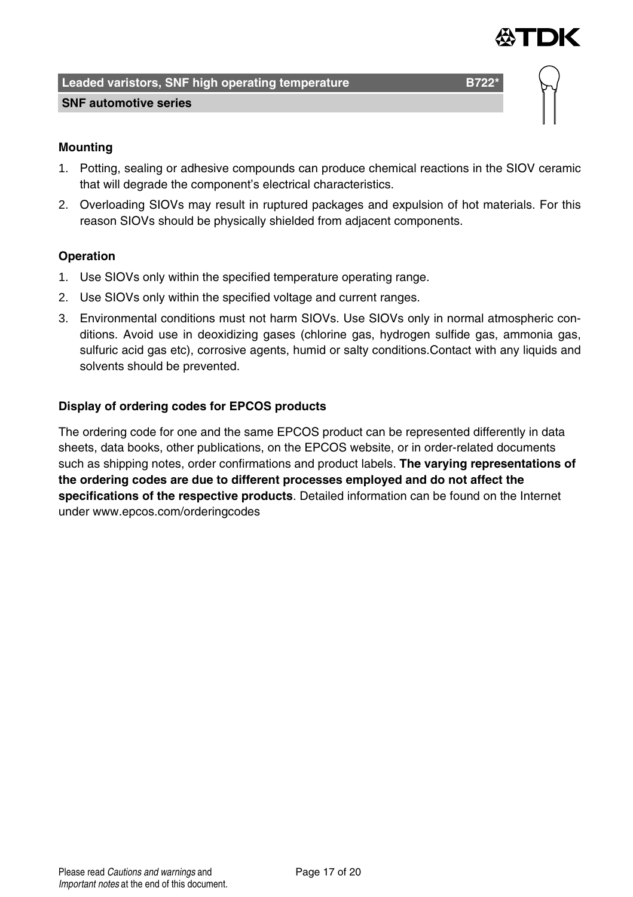### Mounting

1. Potting, sealing or adhesive compounds can produce chemical reactions in the SIOV ceramic that will degrade the component's electrical characteristics.
2. Overloading SIOVs may result in ruptured packages and expulsion of hot materials. For this reason SIOVs should be physically shielded from adjacent components.

### Operation

1. Use SIOVs only within the specified temperature operating range.
2. Use SIOVs only within the specified voltage and current ranges.
3. Environmental conditions must not harm SIOVs. Use SIOVs only in normal atmospheric conditions. Avoid use in deoxidizing gases (chlorine gas, hydrogen sulfide gas, ammonia gas, sulfuric acid gas etc), corrosive agents, humid or salty conditions.Contact with any liquids and solvents should be prevented.

### Display of ordering codes for EPCOS products

The ordering code for one and the same EPCOS product can be represented differently in data sheets, data books, other publications, on the EPCOS website, or in order-related documents such as shipping notes, order confirmations and product labels. **The varying representations of the ordering codes are due to different processes employed and do not affect the specifications of the respective products**. Detailed information can be found on the Internet under www.epcos.com/orderingcodes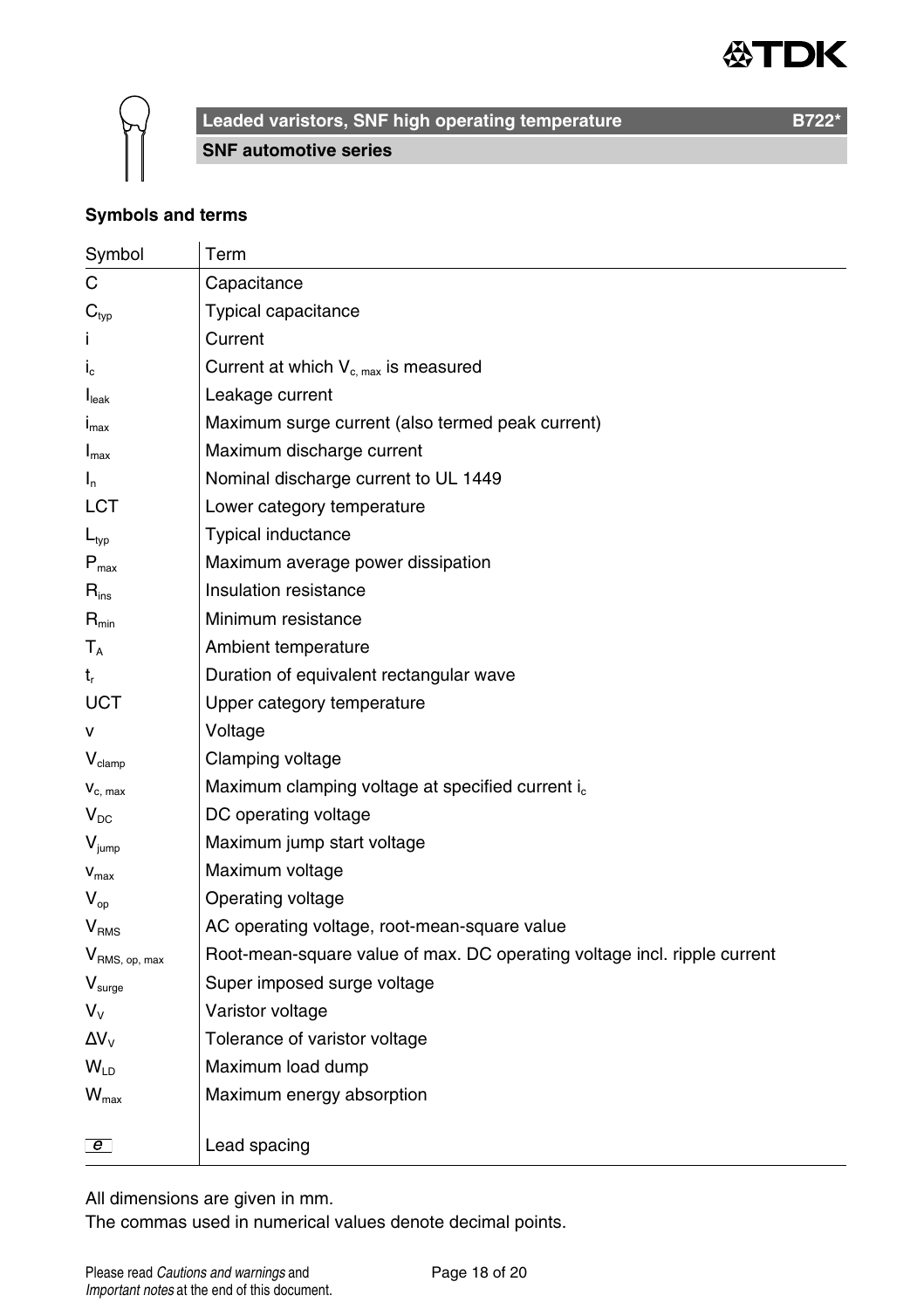Leaded varistors, SNF high operating temperature B722*

SNF automotive series

### Symbols and terms

| Symbol | Term |
|---|---|
| C | Capacitance |
| $C_{typ}$ | Typical capacitance |
| i | Current |
| $i_c$ | Current at which $V_{c, max}$ is measured |
| $I_{leak}$ | Leakage current |
| $i_{max}$ | Maximum surge current (also termed peak current) |
| $I_{max}$ | Maximum discharge current |
| $I_n$ | Nominal discharge current to UL 1449 |
| LCT | Lower category temperature |
| $L_{typ}$ | Typical inductance |
| $P_{max}$ | Maximum average power dissipation |
| $R_{ins}$ | Insulation resistance |
| $R_{min}$ | Minimum resistance |
| $T_A$ | Ambient temperature |
| $t_r$ | Duration of equivalent rectangular wave |
| UCT | Upper category temperature |
| v | Voltage |
| $V_{clamp}$ | Clamping voltage |
| $v_{c, max}$ | Maximum clamping voltage at specified current $i_c$ |
| $V_{DC}$ | DC operating voltage |
| $V_{jump}$ | Maximum jump start voltage |
| $v_{max}$ | Maximum voltage |
| $V_{op}$ | Operating voltage |
| $V_{RMS}$ | AC operating voltage, root-mean-square value |
| $V_{RMS, op, max}$ | Root-mean-square value of max. DC operating voltage incl. ripple current |
| $V_{surge}$ | Super imposed surge voltage |
| $V_V$ | Varistor voltage |
| $\Delta V_V$ | Tolerance of varistor voltage |
| $W_{LD}$ | Maximum load dump |
| $W_{max}$ | Maximum energy absorption |
| e | Lead spacing |

All dimensions are given in mm.
The commas used in numerical values denote decimal points.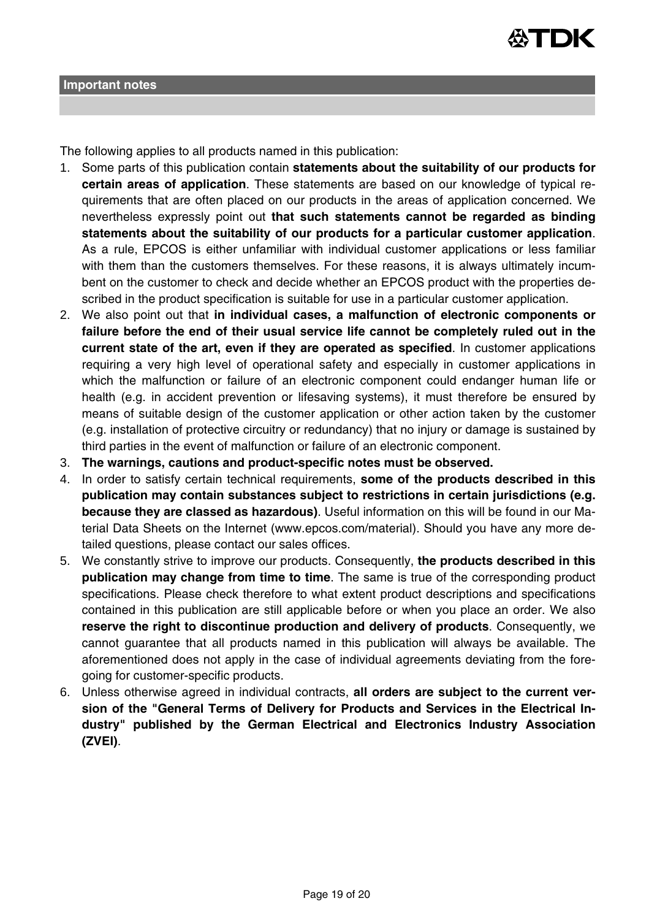## Important notes

The following applies to all products named in this publication:

1. Some parts of this publication contain **statements about the suitability of our products for certain areas of application**. These statements are based on our knowledge of typical requirements that are often placed on our products in the areas of application concerned. We nevertheless expressly point out **that such statements cannot be regarded as binding statements about the suitability of our products for a particular customer application**. As a rule, EPCOS is either unfamiliar with individual customer applications or less familiar with them than the customers themselves. For these reasons, it is always ultimately incumbent on the customer to check and decide whether an EPCOS product with the properties described in the product specification is suitable for use in a particular customer application.
2. We also point out that **in individual cases, a malfunction of electronic components or failure before the end of their usual service life cannot be completely ruled out in the current state of the art, even if they are operated as specified**. In customer applications requiring a very high level of operational safety and especially in customer applications in which the malfunction or failure of an electronic component could endanger human life or health (e.g. in accident prevention or lifesaving systems), it must therefore be ensured by means of suitable design of the customer application or other action taken by the customer (e.g. installation of protective circuitry or redundancy) that no injury or damage is sustained by third parties in the event of malfunction or failure of an electronic component.
3. **The warnings, cautions and product-specific notes must be observed.**
4. In order to satisfy certain technical requirements, **some of the products described in this publication may contain substances subject to restrictions in certain jurisdictions (e.g. because they are classed as hazardous)**. Useful information on this will be found in our Material Data Sheets on the Internet (www.epcos.com/material). Should you have any more detailed questions, please contact our sales offices.
5. We constantly strive to improve our products. Consequently, **the products described in this publication may change from time to time**. The same is true of the corresponding product specifications. Please check therefore to what extent product descriptions and specifications contained in this publication are still applicable before or when you place an order. We also **reserve the right to discontinue production and delivery of products**. Consequently, we cannot guarantee that all products named in this publication will always be available. The aforementioned does not apply in the case of individual agreements deviating from the foregoing for customer-specific products.
6. Unless otherwise agreed in individual contracts, **all orders are subject to the current version of the "General Terms of Delivery for Products and Services in the Electrical Industry" published by the German Electrical and Electronics Industry Association (ZVEI)**.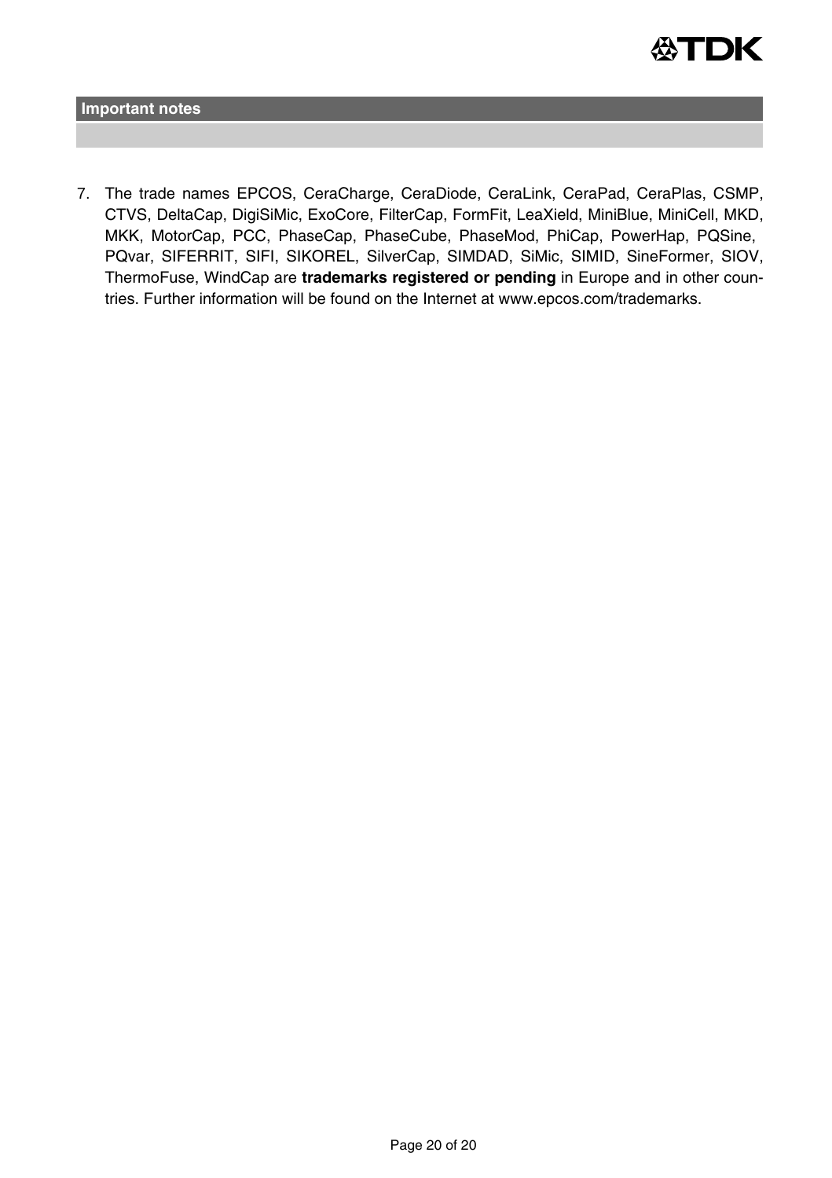## Important notes

7. The trade names EPCOS, CeraCharge, CeraDiode, CeraLink, CeraPad, CeraPlas, CSMP, CTVS, DeltaCap, DigiSiMic, ExoCore, FilterCap, FormFit, LeaXield, MiniBlue, MiniCell, MKD, MKK, MotorCap, PCC, PhaseCap, PhaseCube, PhaseMod, PhiCap, PowerHap, PQSine, PQvar, SIFERRIT, SIFI, SIKOREL, SilverCap, SIMDAD, SiMic, SIMID, SineFormer, SIOV, ThermoFuse, WindCap are **trademarks registered or pending** in Europe and in other countries. Further information will be found on the Internet at www.epcos.com/trademarks.